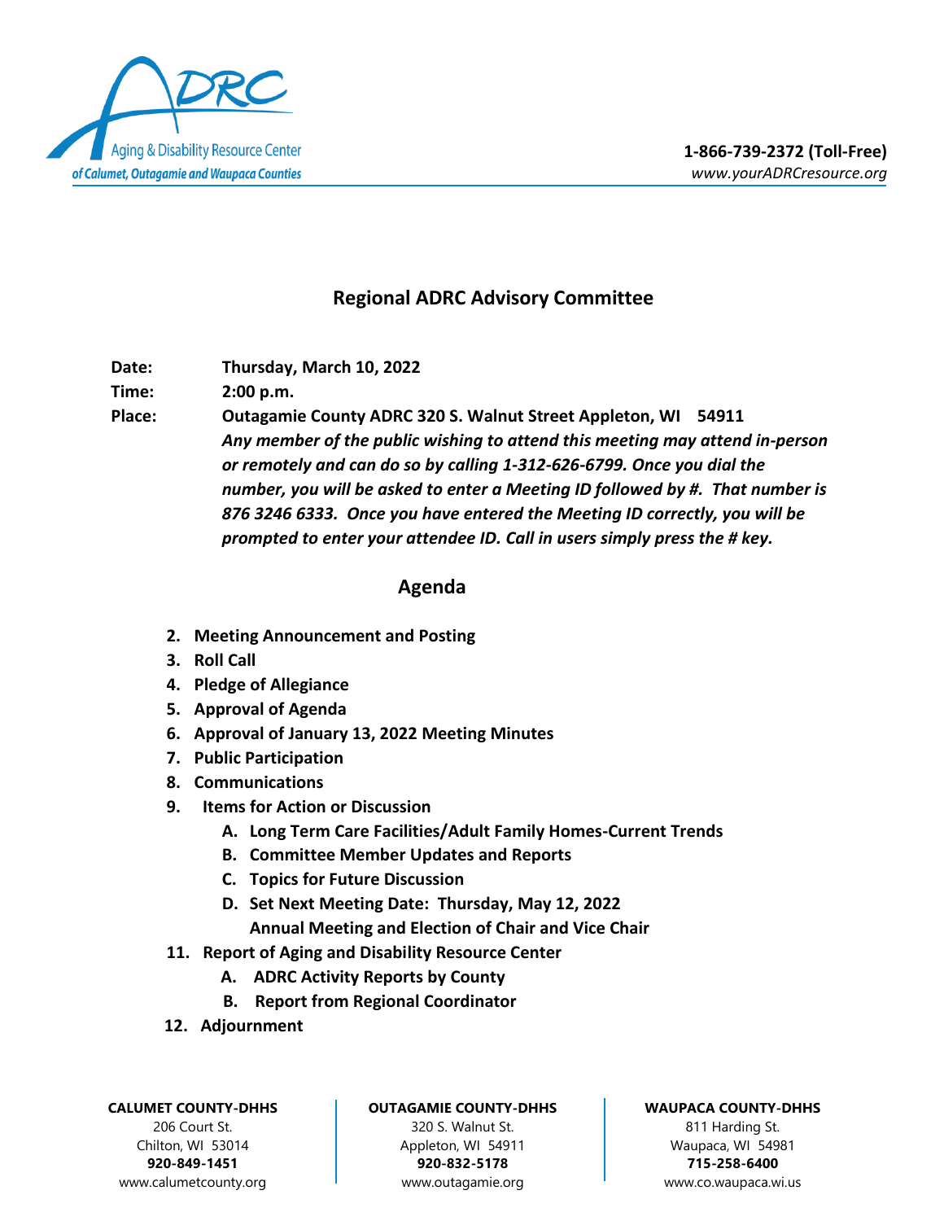Aging & Disability Resource Center
*of Calumet, Outagamie and Waupaca Counties*

**1-866-739-2372 (Toll-Free)**
*www.yourADRCresource.org*

## Regional ADRC Advisory Committee

**Date:** **Thursday, March 10, 2022**

**Time:** **2:00 p.m.**

**Place:** **Outagamie County ADRC 320 S. Walnut Street Appleton, WI 54911**
***Any member of the public wishing to attend this meeting may attend in-person or remotely and can do so by calling 1-312-626-6799. Once you dial the number, you will be asked to enter a Meeting ID followed by #. That number is 876 3246 6333. Once you have entered the Meeting ID correctly, you will be prompted to enter your attendee ID. Call in users simply press the # key.***

## Agenda

2. **Meeting Announcement and Posting**
3. **Roll Call**
4. **Pledge of Allegiance**
5. **Approval of Agenda**
6. **Approval of January 13, 2022 Meeting Minutes**
7. **Public Participation**
8. **Communications**
9. **Items for Action or Discussion**
   - A. **Long Term Care Facilities/Adult Family Homes-Current Trends**
   - B. **Committee Member Updates and Reports**
   - C. **Topics for Future Discussion**
   - D. **Set Next Meeting Date: Thursday, May 12, 2022**
     **Annual Meeting and Election of Chair and Vice Chair**
11. **Report of Aging and Disability Resource Center**
    - A. **ADRC Activity Reports by County**
    - B. **Report from Regional Coordinator**
12. **Adjournment**

| **CALUMET COUNTY-DHHS** | **OUTAGAMIE COUNTY-DHHS** | **WAUPACA COUNTY-DHHS** |
|---|---|---|
| 206 Court St. | 320 S. Walnut St. | 811 Harding St. |
| Chilton, WI 53014 | Appleton, WI 54911 | Waupaca, WI 54981 |
| **920-849-1451** | **920-832-5178** | **715-258-6400** |
| www.calumetcounty.org | www.outagamie.org | www.co.waupaca.wi.us |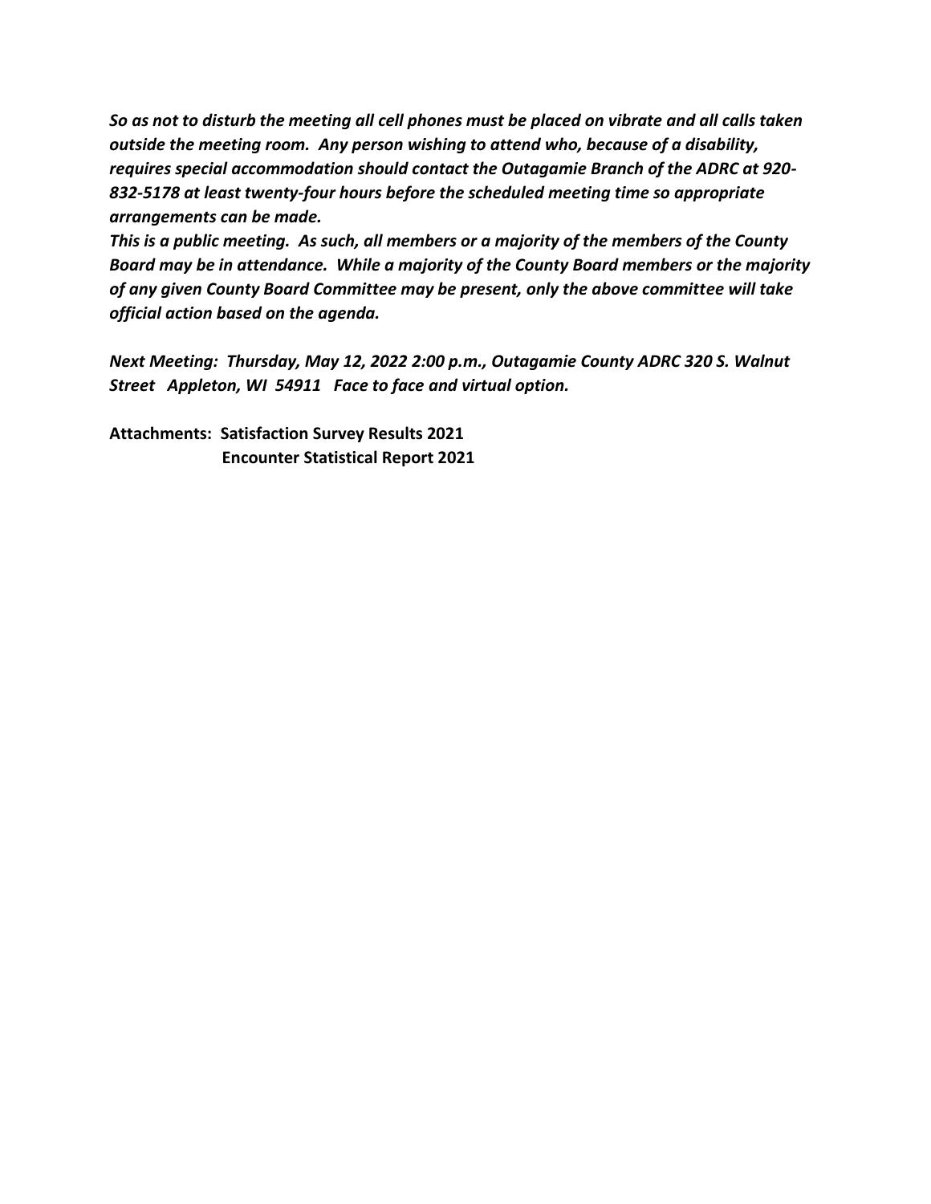***So as not to disturb the meeting all cell phones must be placed on vibrate and all calls taken outside the meeting room. Any person wishing to attend who, because of a disability, requires special accommodation should contact the Outagamie Branch of the ADRC at 920-832-5178 at least twenty-four hours before the scheduled meeting time so appropriate arrangements can be made.***

***This is a public meeting. As such, all members or a majority of the members of the County Board may be in attendance. While a majority of the County Board members or the majority of any given County Board Committee may be present, only the above committee will take official action based on the agenda.***

***Next Meeting: Thursday, May 12, 2022 2:00 p.m., Outagamie County ADRC 320 S. Walnut Street Appleton, WI 54911 Face to face and virtual option.***

**Attachments: Satisfaction Survey Results 2021**
**Encounter Statistical Report 2021**